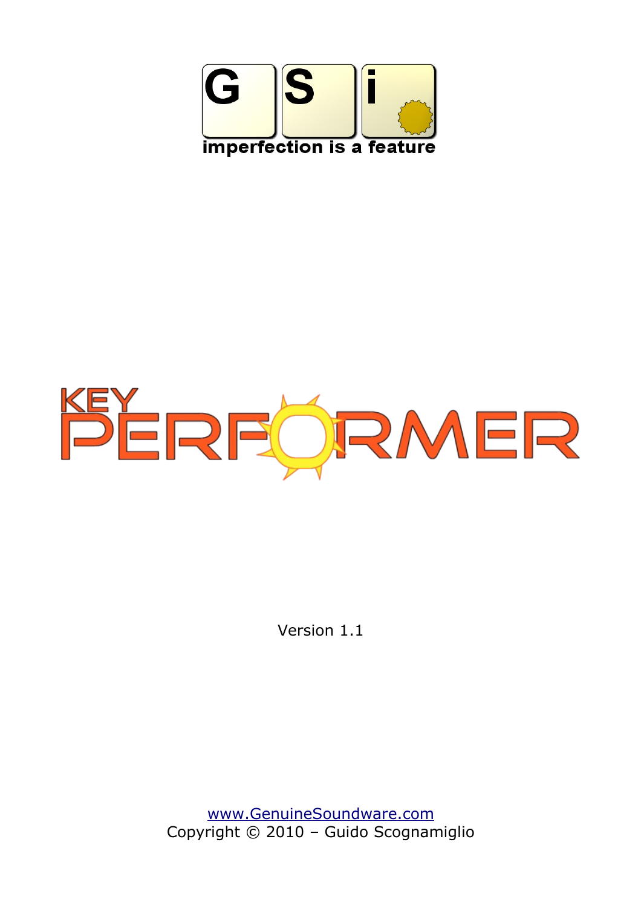GSi

imperfection is a feature

# KEY PERFORMER

Version 1.1

www.GenuineSoundware.com

Copyright © 2010 – Guido Scognamiglio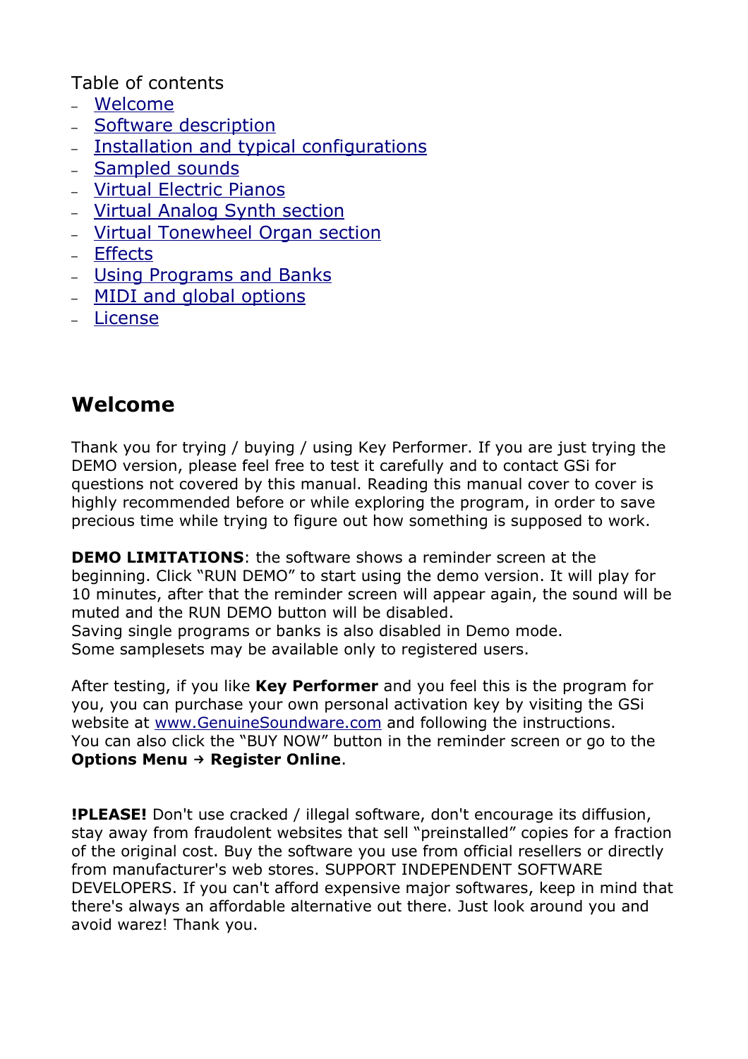Table of contents

- Welcome
- Software description
- Installation and typical configurations
- Sampled sounds
- Virtual Electric Pianos
- Virtual Analog Synth section
- Virtual Tonewheel Organ section
- Effects
- Using Programs and Banks
- MIDI and global options
- License

## Welcome

Thank you for trying / buying / using Key Performer. If you are just trying the DEMO version, please feel free to test it carefully and to contact GSi for questions not covered by this manual. Reading this manual cover to cover is highly recommended before or while exploring the program, in order to save precious time while trying to figure out how something is supposed to work.

**DEMO LIMITATIONS**: the software shows a reminder screen at the beginning. Click "RUN DEMO" to start using the demo version. It will play for 10 minutes, after that the reminder screen will appear again, the sound will be muted and the RUN DEMO button will be disabled.
Saving single programs or banks is also disabled in Demo mode.
Some samplesets may be available only to registered users.

After testing, if you like **Key Performer** and you feel this is the program for you, you can purchase your own personal activation key by visiting the GSi website at www.GenuineSoundware.com and following the instructions.
You can also click the "BUY NOW" button in the reminder screen or go to the **Options Menu → Register Online**.

**!PLEASE!** Don't use cracked / illegal software, don't encourage its diffusion, stay away from fraudolent websites that sell "preinstalled" copies for a fraction of the original cost. Buy the software you use from official resellers or directly from manufacturer's web stores. SUPPORT INDEPENDENT SOFTWARE DEVELOPERS. If you can't afford expensive major softwares, keep in mind that there's always an affordable alternative out there. Just look around you and avoid warez! Thank you.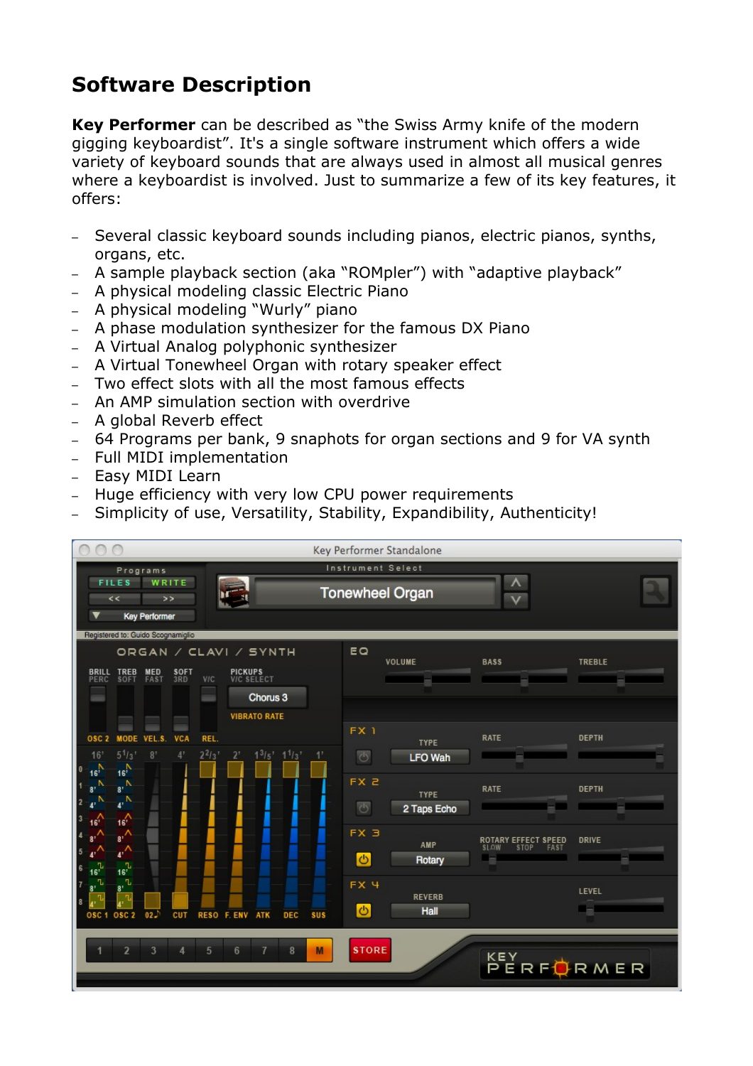# Software Description

**Key Performer** can be described as "the Swiss Army knife of the modern gigging keyboardist". It's a single software instrument which offers a wide variety of keyboard sounds that are always used in almost all musical genres where a keyboardist is involved. Just to summarize a few of its key features, it offers:

- Several classic keyboard sounds including pianos, electric pianos, synths, organs, etc.
- A sample playback section (aka "ROMpler") with "adaptive playback"
- A physical modeling classic Electric Piano
- A physical modeling "Wurly" piano
- A phase modulation synthesizer for the famous DX Piano
- A Virtual Analog polyphonic synthesizer
- A Virtual Tonewheel Organ with rotary speaker effect
- Two effect slots with all the most famous effects
- An AMP simulation section with overdrive
- A global Reverb effect
- 64 Programs per bank, 9 snaphots for organ sections and 9 for VA synth
- Full MIDI implementation
- Easy MIDI Learn
- Huge efficiency with very low CPU power requirements
- Simplicity of use, Versatility, Stability, Expandibility, Authenticity!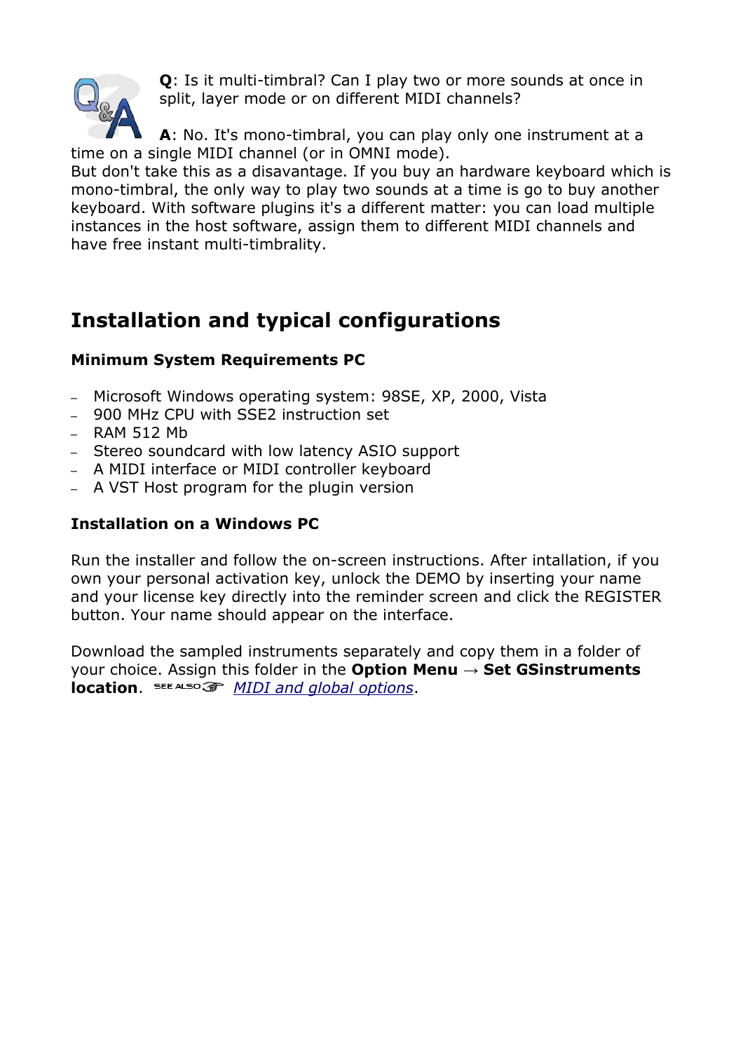**Q**: Is it multi-timbral? Can I play two or more sounds at once in split, layer mode or on different MIDI channels?

**A**: No. It's mono-timbral, you can play only one instrument at a time on a single MIDI channel (or in OMNI mode).
But don't take this as a disavantage. If you buy an hardware keyboard which is mono-timbral, the only way to play two sounds at a time is go to buy another keyboard. With software plugins it's a different matter: you can load multiple instances in the host software, assign them to different MIDI channels and have free instant multi-timbrality.

## Installation and typical configurations

### Minimum System Requirements PC

- Microsoft Windows operating system: 98SE, XP, 2000, Vista
- 900 MHz CPU with SSE2 instruction set
- RAM 512 Mb
- Stereo soundcard with low latency ASIO support
- A MIDI interface or MIDI controller keyboard
- A VST Host program for the plugin version

### Installation on a Windows PC

Run the installer and follow the on-screen instructions. After intallation, if you own your personal activation key, unlock the DEMO by inserting your name and your license key directly into the reminder screen and click the REGISTER button. Your name should appear on the interface.

Download the sampled instruments separately and copy them in a folder of your choice. Assign this folder in the **Option Menu** → **Set GSinstruments location**. SEE ALSO *MIDI and global options*.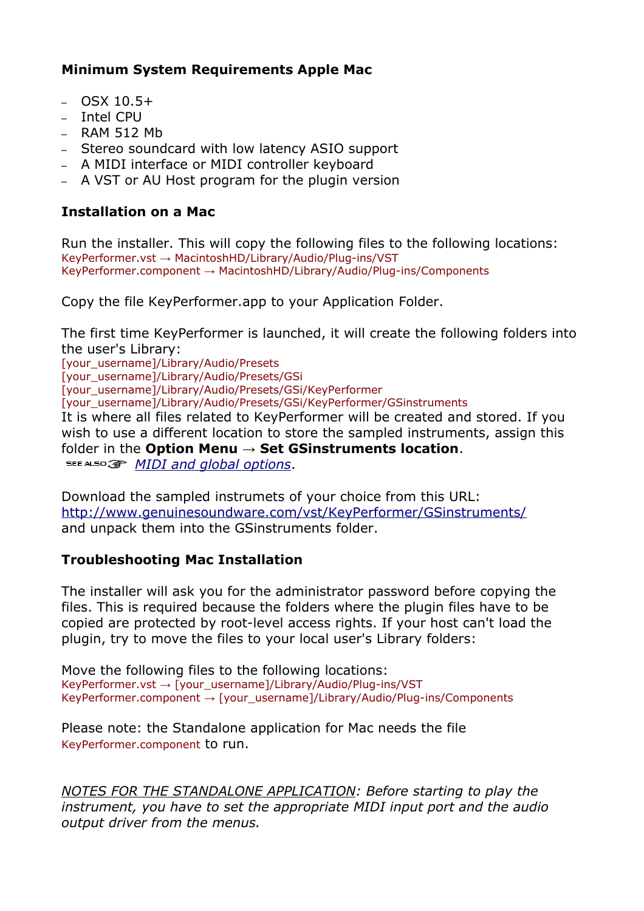**Minimum System Requirements Apple Mac**

- OSX 10.5+
- Intel CPU
- RAM 512 Mb
- Stereo soundcard with low latency ASIO support
- A MIDI interface or MIDI controller keyboard
- A VST or AU Host program for the plugin version

**Installation on a Mac**

Run the installer. This will copy the following files to the following locations:
KeyPerformer.vst → MacintoshHD/Library/Audio/Plug-ins/VST
KeyPerformer.component → MacintoshHD/Library/Audio/Plug-ins/Components

Copy the file KeyPerformer.app to your Application Folder.

The first time KeyPerformer is launched, it will create the following folders into the user's Library:
[your_username]/Library/Audio/Presets
[your_username]/Library/Audio/Presets/GSi
[your_username]/Library/Audio/Presets/GSi/KeyPerformer
[your_username]/Library/Audio/Presets/GSi/KeyPerformer/GSinstruments
It is where all files related to KeyPerformer will be created and stored. If you wish to use a different location to store the sampled instruments, assign this folder in the **Option Menu** → **Set GSinstruments location**.
SEE ALSO *MIDI and global options*.

Download the sampled instrumets of your choice from this URL:
http://www.genuinesoundware.com/vst/KeyPerformer/GSinstruments/
and unpack them into the GSinstruments folder.

**Troubleshooting Mac Installation**

The installer will ask you for the administrator password before copying the files. This is required because the folders where the plugin files have to be copied are protected by root-level access rights. If your host can't load the plugin, try to move the files to your local user's Library folders:

Move the following files to the following locations:
KeyPerformer.vst → [your_username]/Library/Audio/Plug-ins/VST
KeyPerformer.component → [your_username]/Library/Audio/Plug-ins/Components

Please note: the Standalone application for Mac needs the file KeyPerformer.component to run.

*NOTES FOR THE STANDALONE APPLICATION: Before starting to play the instrument, you have to set the appropriate MIDI input port and the audio output driver from the menus.*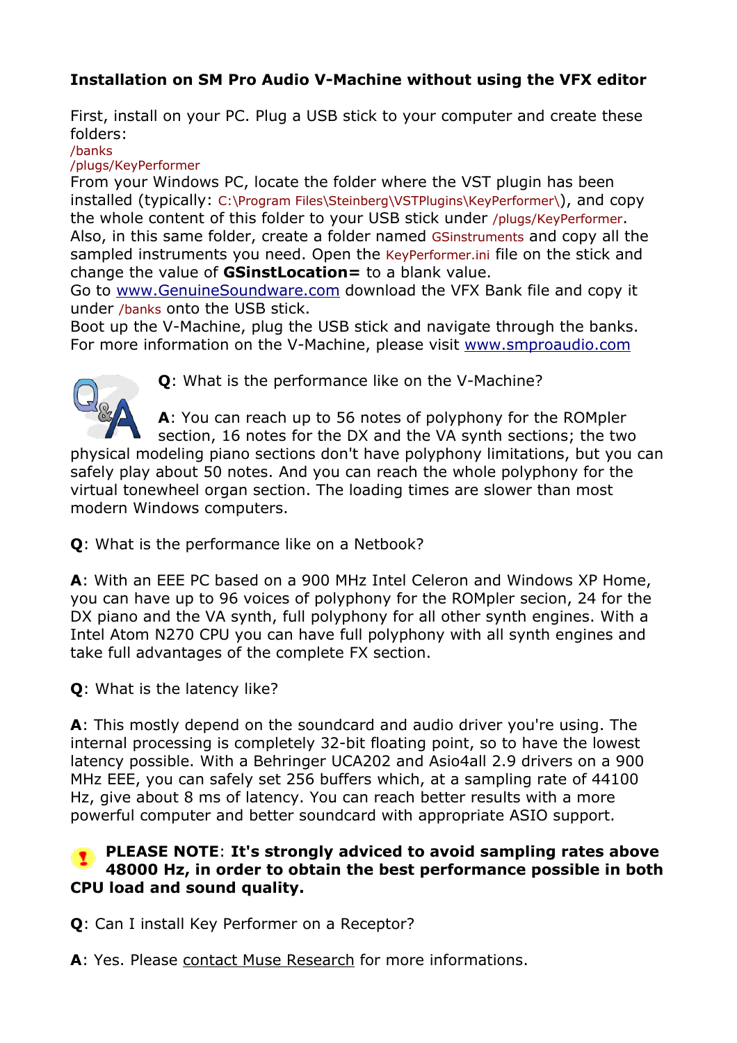### Installation on SM Pro Audio V-Machine without using the VFX editor

First, install on your PC. Plug a USB stick to your computer and create these folders:

/banks

/plugs/KeyPerformer

From your Windows PC, locate the folder where the VST plugin has been installed (typically: C:\Program Files\Steinberg\VSTPlugins\KeyPerformer\), and copy the whole content of this folder to your USB stick under /plugs/KeyPerformer. Also, in this same folder, create a folder named GSinstruments and copy all the sampled instruments you need. Open the KeyPerformer.ini file on the stick and change the value of **GSinstLocation=** to a blank value.

Go to www.GenuineSoundware.com download the VFX Bank file and copy it under /banks onto the USB stick.

Boot up the V-Machine, plug the USB stick and navigate through the banks. For more information on the V-Machine, please visit www.smproaudio.com

**Q**: What is the performance like on the V-Machine?

**A**: You can reach up to 56 notes of polyphony for the ROMpler section, 16 notes for the DX and the VA synth sections; the two physical modeling piano sections don't have polyphony limitations, but you can safely play about 50 notes. And you can reach the whole polyphony for the virtual tonewheel organ section. The loading times are slower than most modern Windows computers.

**Q**: What is the performance like on a Netbook?

**A**: With an EEE PC based on a 900 MHz Intel Celeron and Windows XP Home, you can have up to 96 voices of polyphony for the ROMpler secion, 24 for the DX piano and the VA synth, full polyphony for all other synth engines. With a Intel Atom N270 CPU you can have full polyphony with all synth engines and take full advantages of the complete FX section.

**Q**: What is the latency like?

**A**: This mostly depend on the soundcard and audio driver you're using. The internal processing is completely 32-bit floating point, so to have the lowest latency possible. With a Behringer UCA202 and Asio4all 2.9 drivers on a 900 MHz EEE, you can safely set 256 buffers which, at a sampling rate of 44100 Hz, give about 8 ms of latency. You can reach better results with a more powerful computer and better soundcard with appropriate ASIO support.

**PLEASE NOTE**: **It's strongly adviced to avoid sampling rates above 48000 Hz, in order to obtain the best performance possible in both CPU load and sound quality.**

**Q**: Can I install Key Performer on a Receptor?

**A**: Yes. Please contact Muse Research for more informations.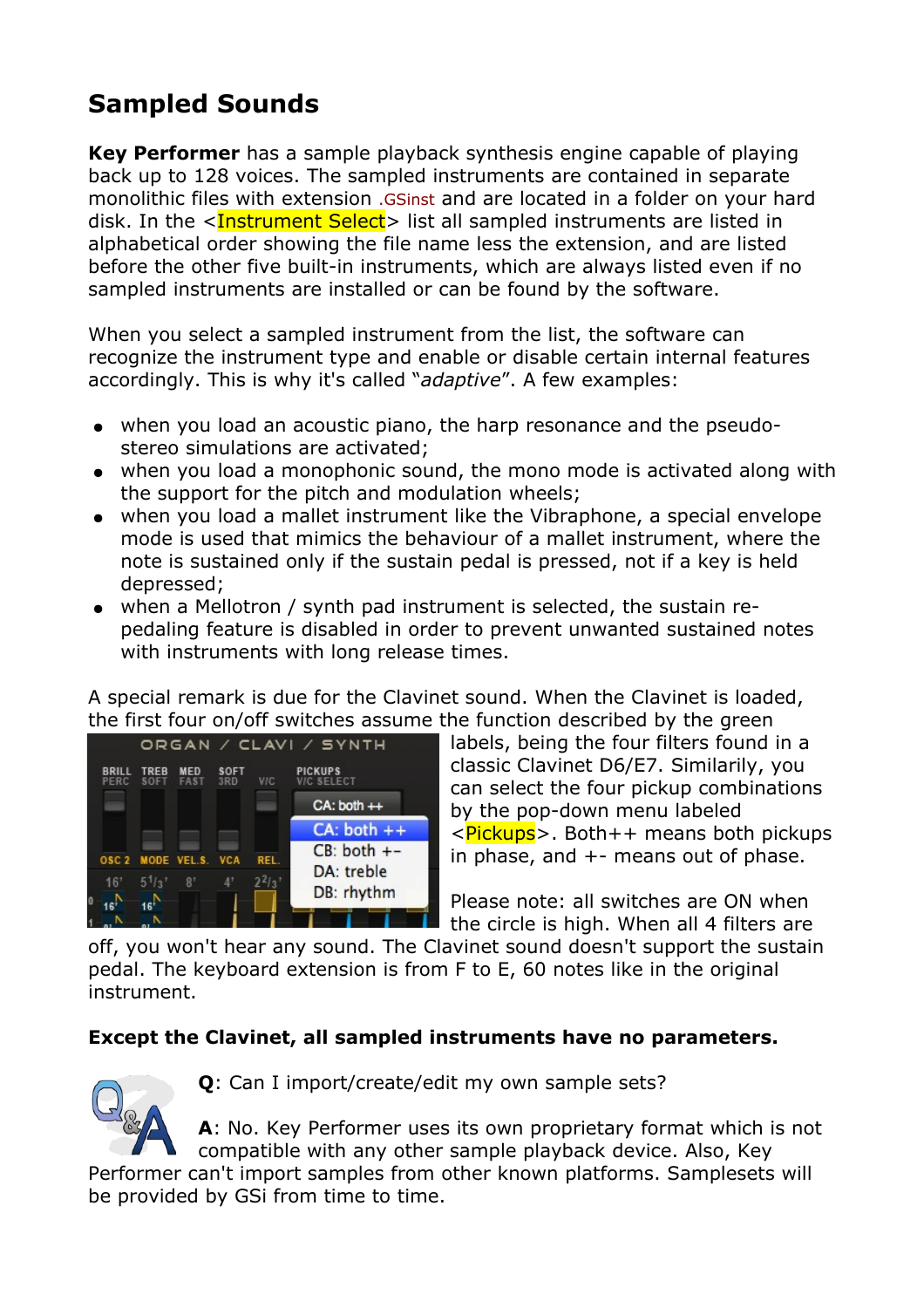## Sampled Sounds

**Key Performer** has a sample playback synthesis engine capable of playing back up to 128 voices. The sampled instruments are contained in separate monolithic files with extension .GSinst and are located in a folder on your hard disk. In the <Instrument Select> list all sampled instruments are listed in alphabetical order showing the file name less the extension, and are listed before the other five built-in instruments, which are always listed even if no sampled instruments are installed or can be found by the software.

When you select a sampled instrument from the list, the software can recognize the instrument type and enable or disable certain internal features accordingly. This is why it's called "*adaptive*". A few examples:

- when you load an acoustic piano, the harp resonance and the pseudo-stereo simulations are activated;
- when you load a monophonic sound, the mono mode is activated along with the support for the pitch and modulation wheels;
- when you load a mallet instrument like the Vibraphone, a special envelope mode is used that mimics the behaviour of a mallet instrument, where the note is sustained only if the sustain pedal is pressed, not if a key is held depressed;
- when a Mellotron / synth pad instrument is selected, the sustain re-pedaling feature is disabled in order to prevent unwanted sustained notes with instruments with long release times.

A special remark is due for the Clavinet sound. When the Clavinet is loaded, the first four on/off switches assume the function described by the green labels, being the four filters found in a classic Clavinet D6/E7. Similarly, you can select the four pickup combinations by the pop-down menu labeled <Pickups>. Both++ means both pickups in phase, and +- means out of phase.

Please note: all switches are ON when the circle is high. When all 4 filters are off, you won't hear any sound. The Clavinet sound doesn't support the sustain pedal. The keyboard extension is from F to E, 60 notes like in the original instrument.

**Except the Clavinet, all sampled instruments have no parameters.**

**Q**: Can I import/create/edit my own sample sets?

**A**: No. Key Performer uses its own proprietary format which is not compatible with any other sample playback device. Also, Key Performer can't import samples from other known platforms. Samplesets will be provided by GSi from time to time.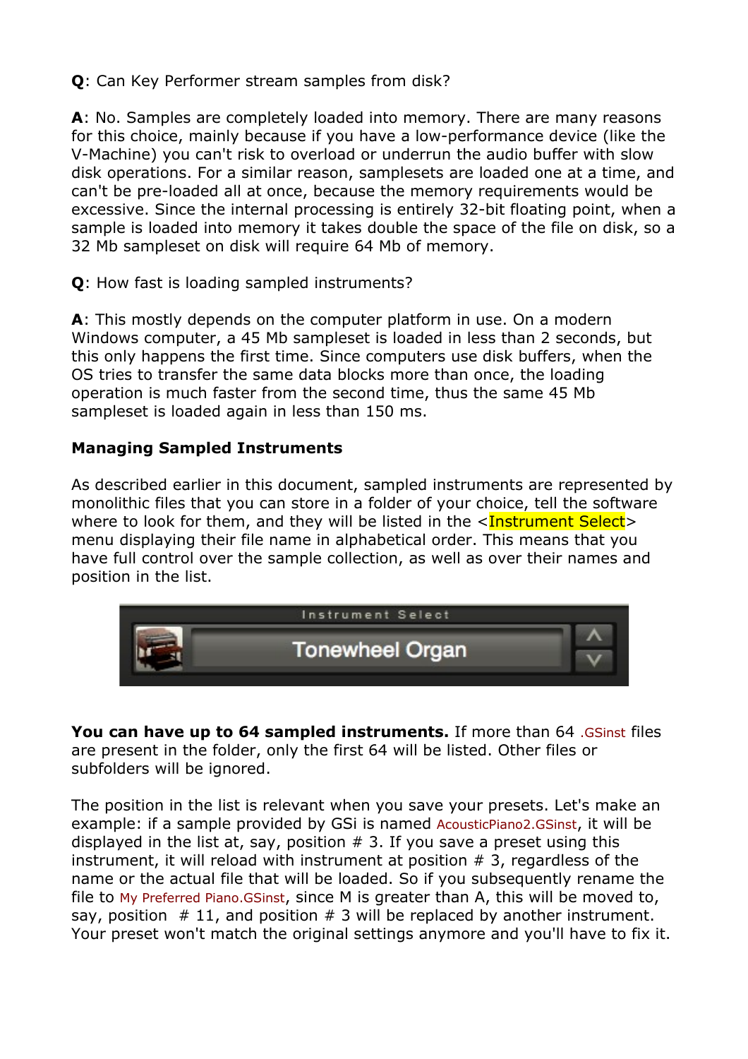**Q**: Can Key Performer stream samples from disk?

**A**: No. Samples are completely loaded into memory. There are many reasons for this choice, mainly because if you have a low-performance device (like the V-Machine) you can't risk to overload or underrun the audio buffer with slow disk operations. For a similar reason, samplesets are loaded one at a time, and can't be pre-loaded all at once, because the memory requirements would be excessive. Since the internal processing is entirely 32-bit floating point, when a sample is loaded into memory it takes double the space of the file on disk, so a 32 Mb sampleset on disk will require 64 Mb of memory.

**Q**: How fast is loading sampled instruments?

**A**: This mostly depends on the computer platform in use. On a modern Windows computer, a 45 Mb sampleset is loaded in less than 2 seconds, but this only happens the first time. Since computers use disk buffers, when the OS tries to transfer the same data blocks more than once, the loading operation is much faster from the second time, thus the same 45 Mb sampleset is loaded again in less than 150 ms.

**Managing Sampled Instruments**

As described earlier in this document, sampled instruments are represented by monolithic files that you can store in a folder of your choice, tell the software where to look for them, and they will be listed in the <Instrument Select> menu displaying their file name in alphabetical order. This means that you have full control over the sample collection, as well as over their names and position in the list.

**You can have up to 64 sampled instruments.** If more than 64 .GSinst files are present in the folder, only the first 64 will be listed. Other files or subfolders will be ignored.

The position in the list is relevant when you save your presets. Let's make an example: if a sample provided by GSi is named AcousticPiano2.GSinst, it will be displayed in the list at, say, position # 3. If you save a preset using this instrument, it will reload with instrument at position # 3, regardless of the name or the actual file that will be loaded. So if you subsequently rename the file to My Preferred Piano.GSinst, since M is greater than A, this will be moved to, say, position # 11, and position # 3 will be replaced by another instrument. Your preset won't match the original settings anymore and you'll have to fix it.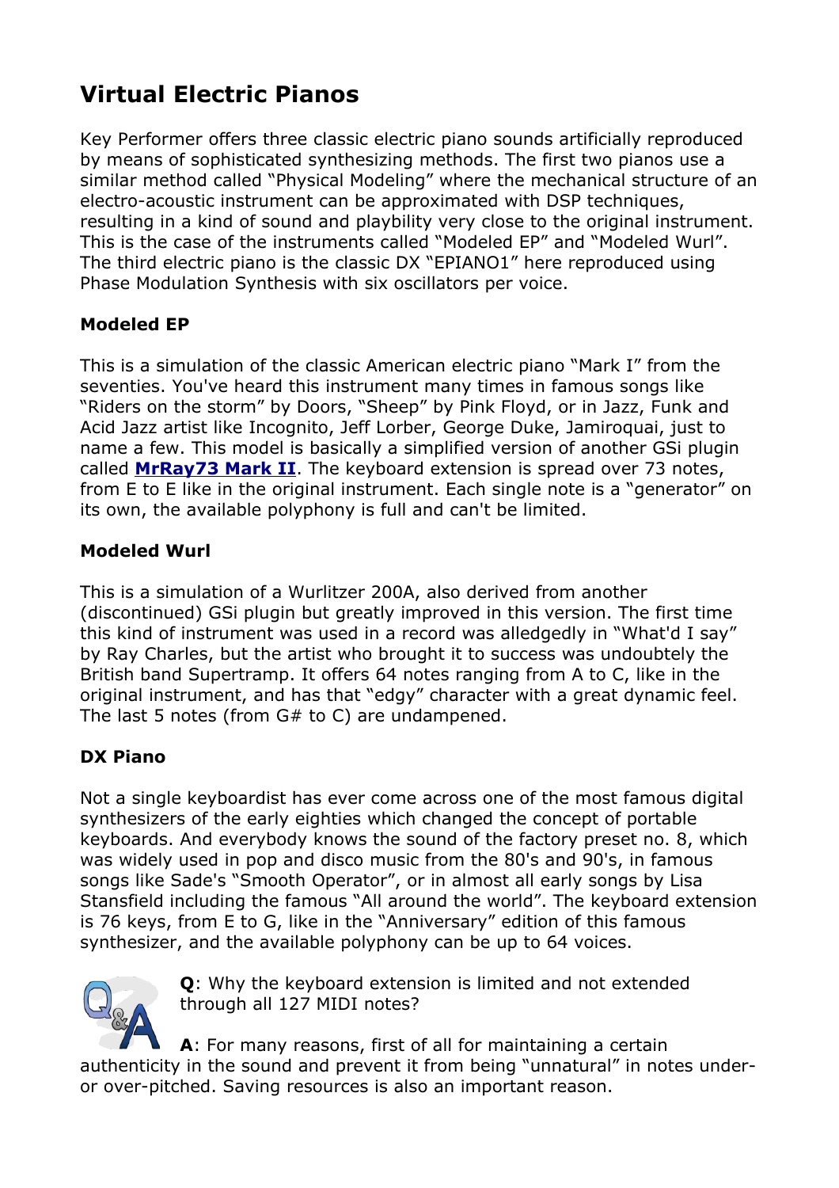# Virtual Electric Pianos

Key Performer offers three classic electric piano sounds artificially reproduced by means of sophisticated synthesizing methods. The first two pianos use a similar method called "Physical Modeling" where the mechanical structure of an electro-acoustic instrument can be approximated with DSP techniques, resulting in a kind of sound and playbility very close to the original instrument. This is the case of the instruments called "Modeled EP" and "Modeled Wurl". The third electric piano is the classic DX "EPIANO1" here reproduced using Phase Modulation Synthesis with six oscillators per voice.

### Modeled EP

This is a simulation of the classic American electric piano "Mark I" from the seventies. You've heard this instrument many times in famous songs like "Riders on the storm" by Doors, "Sheep" by Pink Floyd, or in Jazz, Funk and Acid Jazz artist like Incognito, Jeff Lorber, George Duke, Jamiroquai, just to name a few. This model is basically a simplified version of another GSi plugin called **MrRay73 Mark II**. The keyboard extension is spread over 73 notes, from E to E like in the original instrument. Each single note is a "generator" on its own, the available polyphony is full and can't be limited.

### Modeled Wurl

This is a simulation of a Wurlitzer 200A, also derived from another (discontinued) GSi plugin but greatly improved in this version. The first time this kind of instrument was used in a record was alledgedly in "What'd I say" by Ray Charles, but the artist who brought it to success was undoubtely the British band Supertramp. It offers 64 notes ranging from A to C, like in the original instrument, and has that "edgy" character with a great dynamic feel. The last 5 notes (from G# to C) are undampened.

### DX Piano

Not a single keyboardist has ever come across one of the most famous digital synthesizers of the early eighties which changed the concept of portable keyboards. And everybody knows the sound of the factory preset no. 8, which was widely used in pop and disco music from the 80's and 90's, in famous songs like Sade's "Smooth Operator", or in almost all early songs by Lisa Stansfield including the famous "All around the world". The keyboard extension is 76 keys, from E to G, like in the "Anniversary" edition of this famous synthesizer, and the available polyphony can be up to 64 voices.

**Q**: Why the keyboard extension is limited and not extended through all 127 MIDI notes?

**A**: For many reasons, first of all for maintaining a certain authenticity in the sound and prevent it from being "unnatural" in notes under- or over-pitched. Saving resources is also an important reason.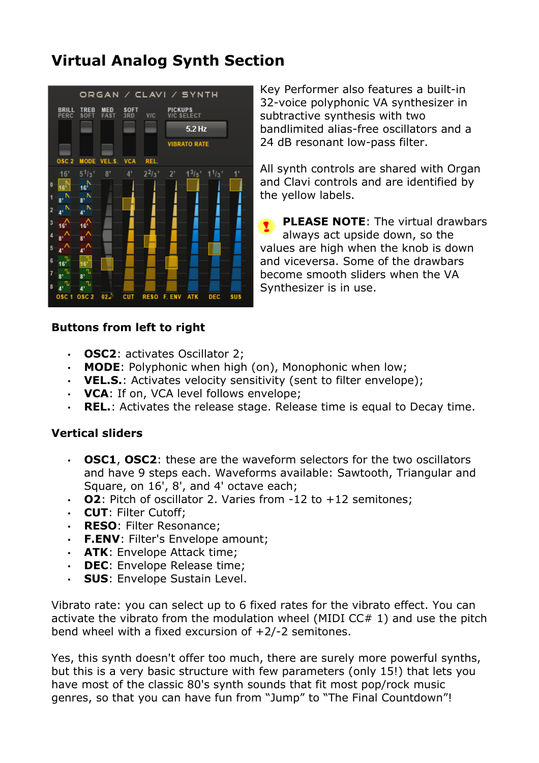# Virtual Analog Synth Section

Key Performer also features a built-in 32-voice polyphonic VA synthesizer in subtractive synthesis with two bandlimited alias-free oscillators and a 24 dB resonant low-pass filter.

All synth controls are shared with Organ and Clavi controls and are identified by the yellow labels.

**PLEASE NOTE**: The virtual drawbars always act upside down, so the values are high when the knob is down and viceversa. Some of the drawbars become smooth sliders when the VA Synthesizer is in use.

### Buttons from left to right

- **OSC2**: activates Oscillator 2;
- **MODE**: Polyphonic when high (on), Monophonic when low;
- **VEL.S.**: Activates velocity sensitivity (sent to filter envelope);
- **VCA**: If on, VCA level follows envelope;
- **REL.**: Activates the release stage. Release time is equal to Decay time.

### Vertical sliders

- **OSC1**, **OSC2**: these are the waveform selectors for the two oscillators and have 9 steps each. Waveforms available: Sawtooth, Triangular and Square, on 16', 8', and 4' octave each;
- **O2**: Pitch of oscillator 2. Varies from -12 to +12 semitones;
- **CUT**: Filter Cutoff;
- **RESO**: Filter Resonance;
- **F.ENV**: Filter's Envelope amount;
- **ATK**: Envelope Attack time;
- **DEC**: Envelope Release time;
- **SUS**: Envelope Sustain Level.

Vibrato rate: you can select up to 6 fixed rates for the vibrato effect. You can activate the vibrato from the modulation wheel (MIDI CC# 1) and use the pitch bend wheel with a fixed excursion of +2/-2 semitones.

Yes, this synth doesn't offer too much, there are surely more powerful synths, but this is a very basic structure with few parameters (only 15!) that lets you have most of the classic 80's synth sounds that fit most pop/rock music genres, so that you can have fun from "Jump" to "The Final Countdown"!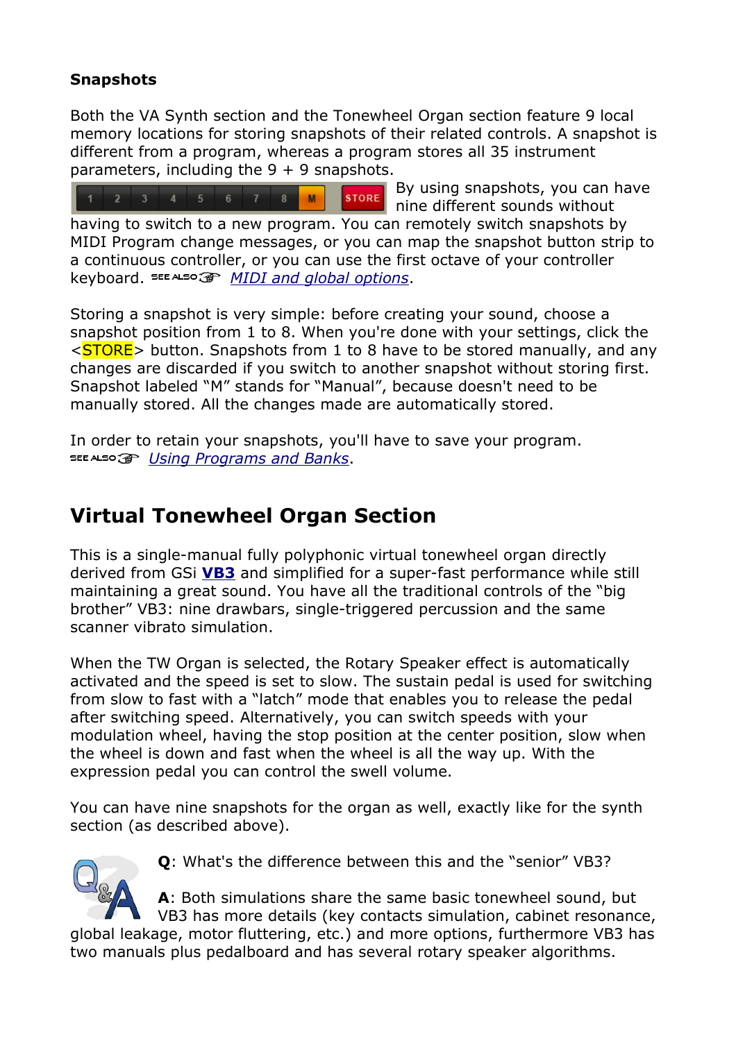**Snapshots**

Both the VA Synth section and the Tonewheel Organ section feature 9 local memory locations for storing snapshots of their related controls. A snapshot is different from a program, whereas a program stores all 35 instrument parameters, including the 9 + 9 snapshots.

By using snapshots, you can have nine different sounds without having to switch to a new program. You can remotely switch snapshots by MIDI Program change messages, or you can map the snapshot button strip to a continuous controller, or you can use the first octave of your controller keyboard. SEE ALSO *MIDI and global options*.

Storing a snapshot is very simple: before creating your sound, choose a snapshot position from 1 to 8. When you're done with your settings, click the <STORE> button. Snapshots from 1 to 8 have to be stored manually, and any changes are discarded if you switch to another snapshot without storing first. Snapshot labeled "M" stands for "Manual", because doesn't need to be manually stored. All the changes made are automatically stored.

In order to retain your snapshots, you'll have to save your program. SEE ALSO *Using Programs and Banks*.

## Virtual Tonewheel Organ Section

This is a single-manual fully polyphonic virtual tonewheel organ directly derived from GSi **VB3** and simplified for a super-fast performance while still maintaining a great sound. You have all the traditional controls of the "big brother" VB3: nine drawbars, single-triggered percussion and the same scanner vibrato simulation.

When the TW Organ is selected, the Rotary Speaker effect is automatically activated and the speed is set to slow. The sustain pedal is used for switching from slow to fast with a "latch" mode that enables you to release the pedal after switching speed. Alternatively, you can switch speeds with your modulation wheel, having the stop position at the center position, slow when the wheel is down and fast when the wheel is all the way up. With the expression pedal you can control the swell volume.

You can have nine snapshots for the organ as well, exactly like for the synth section (as described above).

**Q**: What's the difference between this and the "senior" VB3?

**A**: Both simulations share the same basic tonewheel sound, but VB3 has more details (key contacts simulation, cabinet resonance, global leakage, motor fluttering, etc.) and more options, furthermore VB3 has two manuals plus pedalboard and has several rotary speaker algorithms.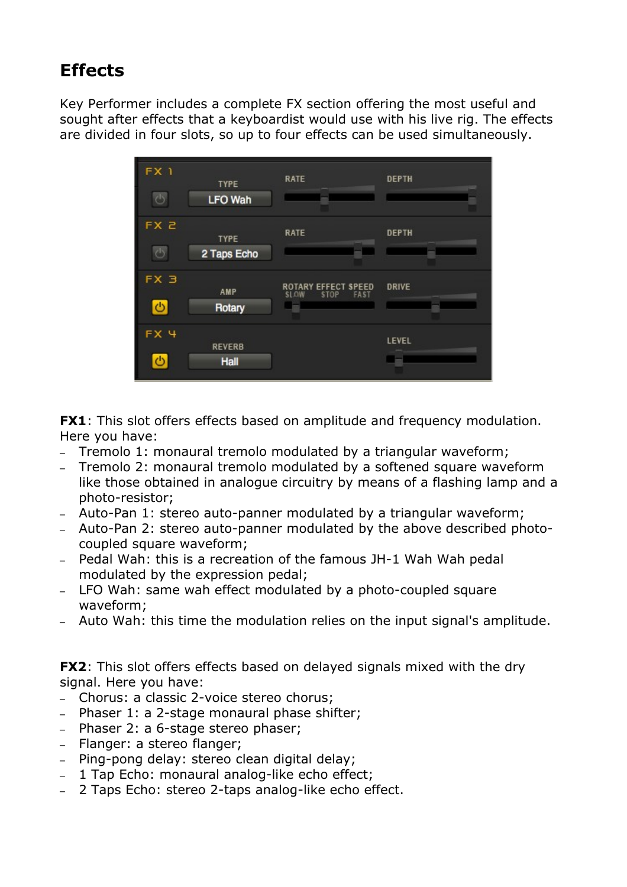## Effects

Key Performer includes a complete FX section offering the most useful and sought after effects that a keyboardist would use with his live rig. The effects are divided in four slots, so up to four effects can be used simultaneously.

**FX1**: This slot offers effects based on amplitude and frequency modulation. Here you have:

- Tremolo 1: monaural tremolo modulated by a triangular waveform;
- Tremolo 2: monaural tremolo modulated by a softened square waveform like those obtained in analogue circuitry by means of a flashing lamp and a photo-resistor;
- Auto-Pan 1: stereo auto-panner modulated by a triangular waveform;
- Auto-Pan 2: stereo auto-panner modulated by the above described photo-coupled square waveform;
- Pedal Wah: this is a recreation of the famous JH-1 Wah Wah pedal modulated by the expression pedal;
- LFO Wah: same wah effect modulated by a photo-coupled square waveform;
- Auto Wah: this time the modulation relies on the input signal's amplitude.

**FX2**: This slot offers effects based on delayed signals mixed with the dry signal. Here you have:

- Chorus: a classic 2-voice stereo chorus;
- Phaser 1: a 2-stage monaural phase shifter;
- Phaser 2: a 6-stage stereo phaser;
- Flanger: a stereo flanger;
- Ping-pong delay: stereo clean digital delay;
- 1 Tap Echo: monaural analog-like echo effect;
- 2 Taps Echo: stereo 2-taps analog-like echo effect.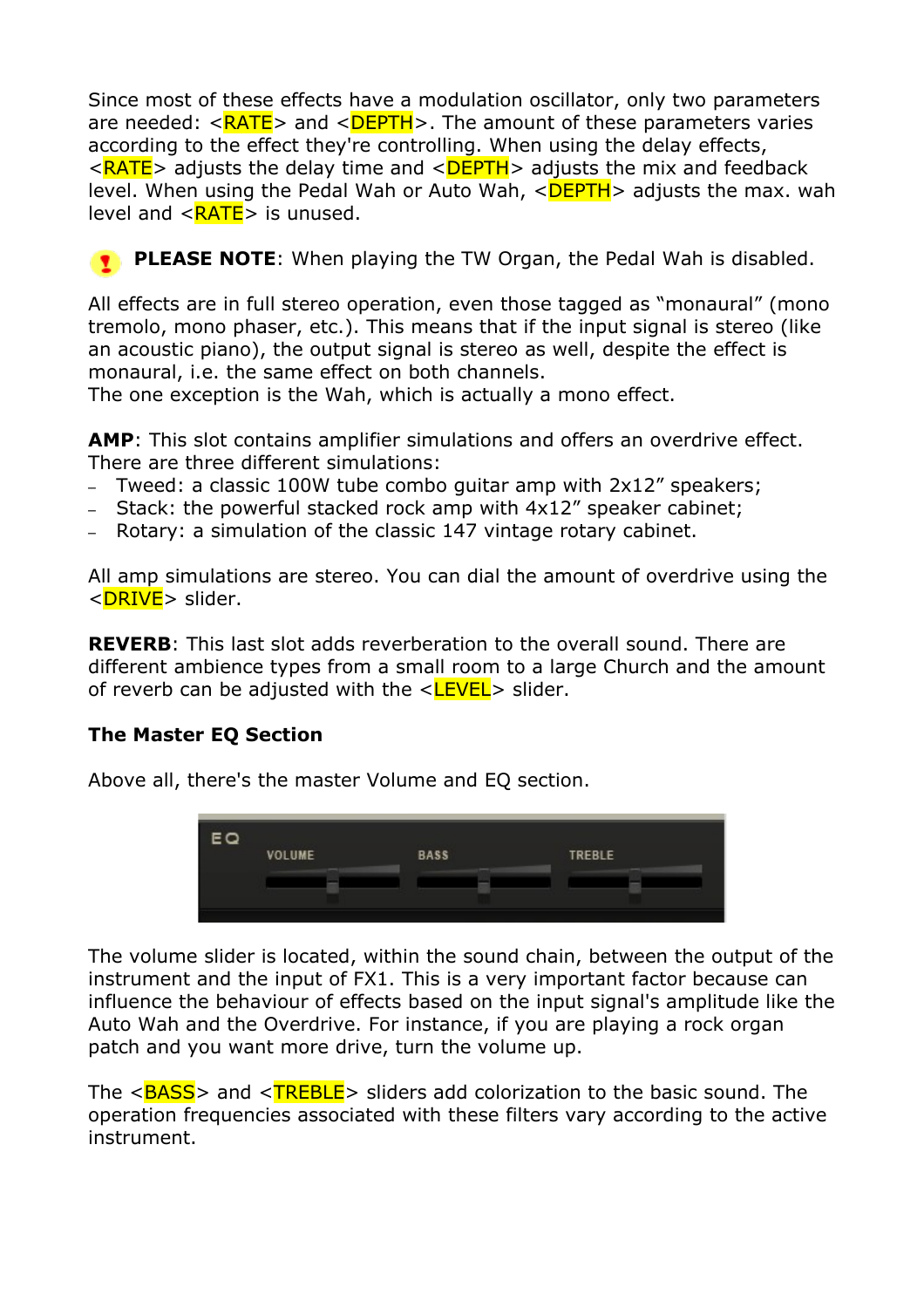Since most of these effects have a modulation oscillator, only two parameters are needed: <RATE> and <DEPTH>. The amount of these parameters varies according to the effect they're controlling. When using the delay effects, <RATE> adjusts the delay time and <DEPTH> adjusts the mix and feedback level. When using the Pedal Wah or Auto Wah, <DEPTH> adjusts the max. wah level and <RATE> is unused.

**PLEASE NOTE**: When playing the TW Organ, the Pedal Wah is disabled.

All effects are in full stereo operation, even those tagged as "monaural" (mono tremolo, mono phaser, etc.). This means that if the input signal is stereo (like an acoustic piano), the output signal is stereo as well, despite the effect is monaural, i.e. the same effect on both channels.
The one exception is the Wah, which is actually a mono effect.

**AMP**: This slot contains amplifier simulations and offers an overdrive effect. There are three different simulations:

- Tweed: a classic 100W tube combo guitar amp with 2x12" speakers;
- Stack: the powerful stacked rock amp with 4x12" speaker cabinet;
- Rotary: a simulation of the classic 147 vintage rotary cabinet.

All amp simulations are stereo. You can dial the amount of overdrive using the <DRIVE> slider.

**REVERB**: This last slot adds reverberation to the overall sound. There are different ambience types from a small room to a large Church and the amount of reverb can be adjusted with the <LEVEL> slider.

**The Master EQ Section**

Above all, there's the master Volume and EQ section.

The volume slider is located, within the sound chain, between the output of the instrument and the input of FX1. This is a very important factor because can influence the behaviour of effects based on the input signal's amplitude like the Auto Wah and the Overdrive. For instance, if you are playing a rock organ patch and you want more drive, turn the volume up.

The <BASS> and <TREBLE> sliders add colorization to the basic sound. The operation frequencies associated with these filters vary according to the active instrument.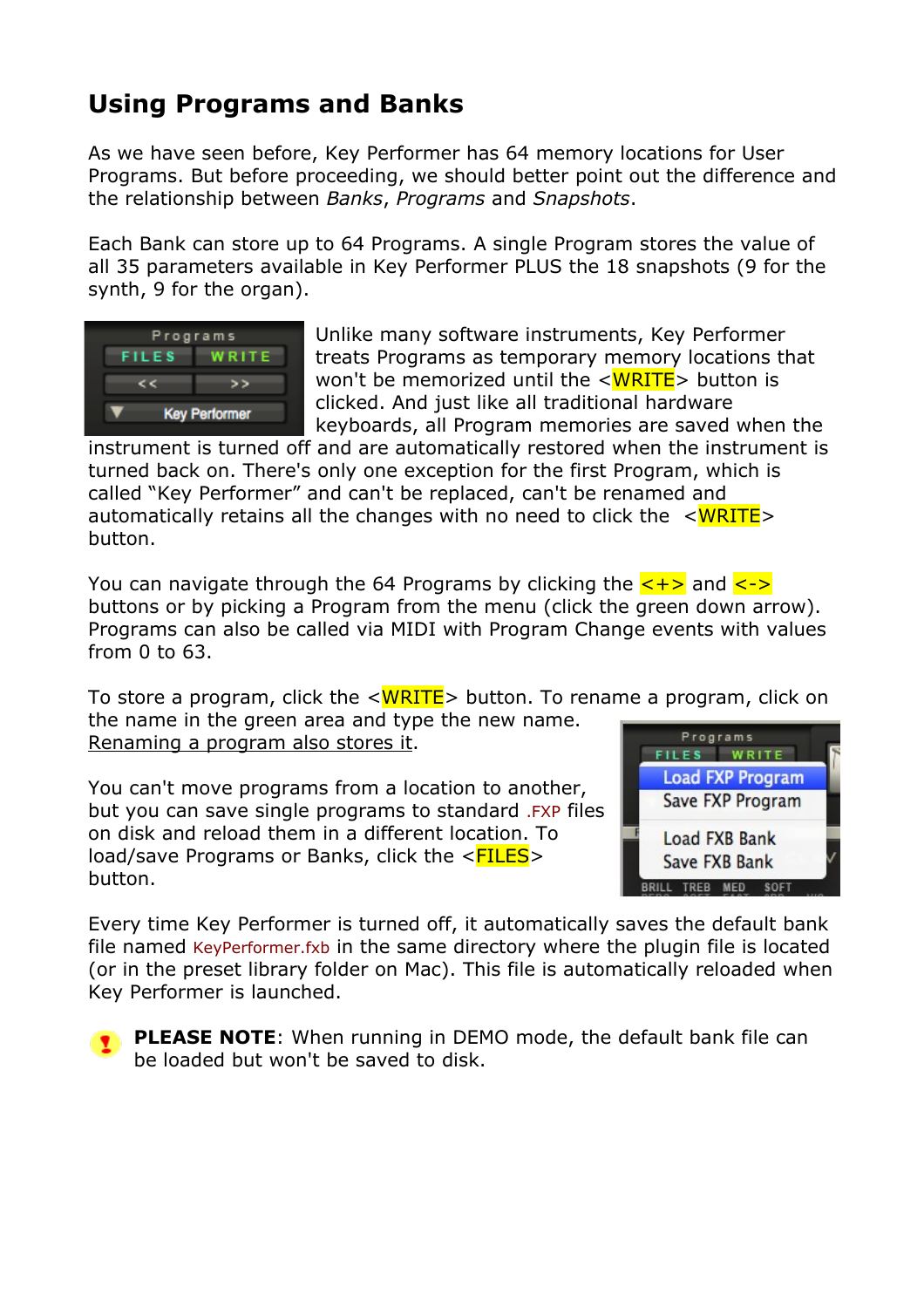## Using Programs and Banks

As we have seen before, Key Performer has 64 memory locations for User Programs. But before proceeding, we should better point out the difference and the relationship between *Banks*, *Programs* and *Snapshots*.

Each Bank can store up to 64 Programs. A single Program stores the value of all 35 parameters available in Key Performer PLUS the 18 snapshots (9 for the synth, 9 for the organ).

Unlike many software instruments, Key Performer treats Programs as temporary memory locations that won't be memorized until the <WRITE> button is clicked. And just like all traditional hardware keyboards, all Program memories are saved when the instrument is turned off and are automatically restored when the instrument is turned back on. There's only one exception for the first Program, which is called "Key Performer" and can't be replaced, can't be renamed and automatically retains all the changes with no need to click the <WRITE> button.

You can navigate through the 64 Programs by clicking the <+> and <-> buttons or by picking a Program from the menu (click the green down arrow). Programs can also be called via MIDI with Program Change events with values from 0 to 63.

To store a program, click the <WRITE> button. To rename a program, click on the name in the green area and type the new name. Renaming a program also stores it.

You can't move programs from a location to another, but you can save single programs to standard .FXP files on disk and reload them in a different location. To load/save Programs or Banks, click the <FILES> button.

Every time Key Performer is turned off, it automatically saves the default bank file named KeyPerformer.fxb in the same directory where the plugin file is located (or in the preset library folder on Mac). This file is automatically reloaded when Key Performer is launched.

**PLEASE NOTE**: When running in DEMO mode, the default bank file can be loaded but won't be saved to disk.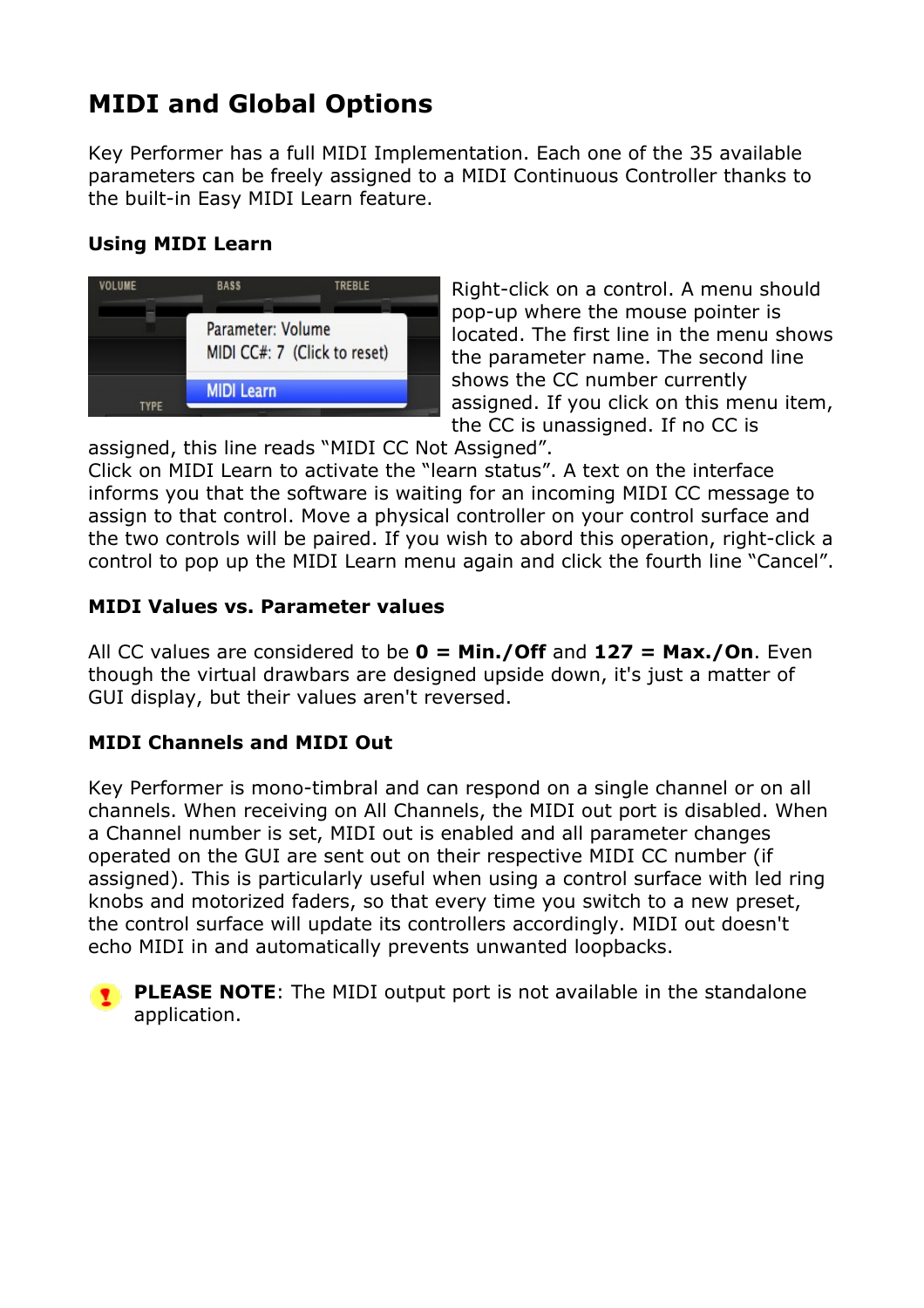# MIDI and Global Options

Key Performer has a full MIDI Implementation. Each one of the 35 available parameters can be freely assigned to a MIDI Continuous Controller thanks to the built-in Easy MIDI Learn feature.

### Using MIDI Learn

Right-click on a control. A menu should pop-up where the mouse pointer is located. The first line in the menu shows the parameter name. The second line shows the CC number currently assigned. If you click on this menu item, the CC is unassigned. If no CC is assigned, this line reads "MIDI CC Not Assigned".
Click on MIDI Learn to activate the "learn status". A text on the interface informs you that the software is waiting for an incoming MIDI CC message to assign to that control. Move a physical controller on your control surface and the two controls will be paired. If you wish to abord this operation, right-click a control to pop up the MIDI Learn menu again and click the fourth line "Cancel".

### MIDI Values vs. Parameter values

All CC values are considered to be **0 = Min./Off** and **127 = Max./On**. Even though the virtual drawbars are designed upside down, it's just a matter of GUI display, but their values aren't reversed.

### MIDI Channels and MIDI Out

Key Performer is mono-timbral and can respond on a single channel or on all channels. When receiving on All Channels, the MIDI out port is disabled. When a Channel number is set, MIDI out is enabled and all parameter changes operated on the GUI are sent out on their respective MIDI CC number (if assigned). This is particularly useful when using a control surface with led ring knobs and motorized faders, so that every time you switch to a new preset, the control surface will update its controllers accordingly. MIDI out doesn't echo MIDI in and automatically prevents unwanted loopbacks.

**PLEASE NOTE**: The MIDI output port is not available in the standalone application.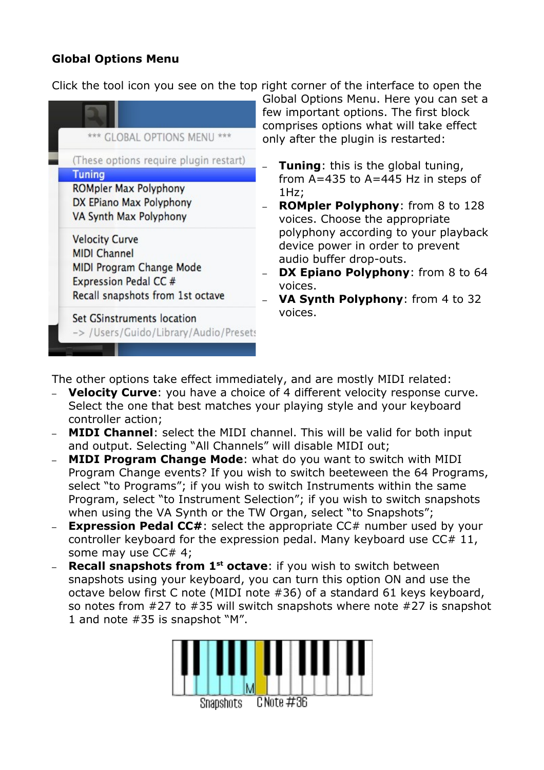**Global Options Menu**

Click the tool icon you see on the top right corner of the interface to open the Global Options Menu. Here you can set a few important options. The first block comprises options what will take effect only after the plugin is restarted:

- **Tuning**: this is the global tuning, from A=435 to A=445 Hz in steps of 1Hz;
- **ROMpler Polyphony**: from 8 to 128 voices. Choose the appropriate polyphony according to your playback device power in order to prevent audio buffer drop-outs.
- **DX Epiano Polyphony**: from 8 to 64 voices.
- **VA Synth Polyphony**: from 4 to 32 voices.

The other options take effect immediately, and are mostly MIDI related:

- **Velocity Curve**: you have a choice of 4 different velocity response curve. Select the one that best matches your playing style and your keyboard controller action;
- **MIDI Channel**: select the MIDI channel. This will be valid for both input and output. Selecting “All Channels” will disable MIDI out;
- **MIDI Program Change Mode**: what do you want to switch with MIDI Program Change events? If you wish to switch beeteween the 64 Programs, select “to Programs”; if you wish to switch Instruments within the same Program, select “to Instrument Selection”; if you wish to switch snapshots when using the VA Synth or the TW Organ, select “to Snapshots”;
- **Expression Pedal CC#**: select the appropriate CC# number used by your controller keyboard for the expression pedal. Many keyboard use CC# 11, some may use CC# 4;
- **Recall snapshots from 1st octave**: if you wish to switch between snapshots using your keyboard, you can turn this option ON and use the octave below first C note (MIDI note #36) of a standard 61 keys keyboard, so notes from #27 to #35 will switch snapshots where note #27 is snapshot 1 and note #35 is snapshot “M”.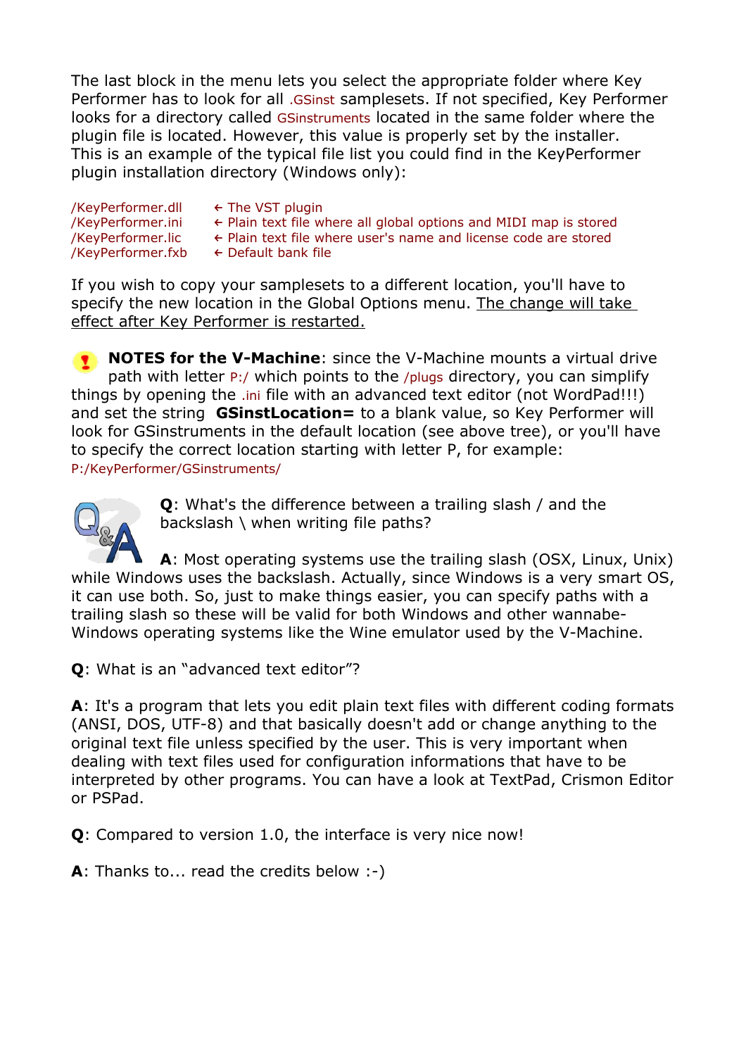The last block in the menu lets you select the appropriate folder where Key Performer has to look for all .GSinst samplesets. If not specified, Key Performer looks for a directory called GSinstruments located in the same folder where the plugin file is located. However, this value is properly set by the installer. This is an example of the typical file list you could find in the KeyPerformer plugin installation directory (Windows only):

```
/KeyPerformer.dll    ← The VST plugin
/KeyPerformer.ini    ← Plain text file where all global options and MIDI map is stored
/KeyPerformer.lic    ← Plain text file where user's name and license code are stored
/KeyPerformer.fxb    ← Default bank file
```

If you wish to copy your samplesets to a different location, you'll have to specify the new location in the Global Options menu. The change will take effect after Key Performer is restarted.

**NOTES for the V-Machine**: since the V-Machine mounts a virtual drive path with letter P:/ which points to the /plugs directory, you can simplify things by opening the .ini file with an advanced text editor (not WordPad!!!) and set the string **GSinstLocation=** to a blank value, so Key Performer will look for GSinstruments in the default location (see above tree), or you'll have to specify the correct location starting with letter P, for example: P:/KeyPerformer/GSinstruments/

**Q**: What's the difference between a trailing slash / and the backslash \ when writing file paths?

**A**: Most operating systems use the trailing slash (OSX, Linux, Unix) while Windows uses the backslash. Actually, since Windows is a very smart OS, it can use both. So, just to make things easier, you can specify paths with a trailing slash so these will be valid for both Windows and other wannabe-Windows operating systems like the Wine emulator used by the V-Machine.

**Q**: What is an "advanced text editor"?

**A**: It's a program that lets you edit plain text files with different coding formats (ANSI, DOS, UTF-8) and that basically doesn't add or change anything to the original text file unless specified by the user. This is very important when dealing with text files used for configuration informations that have to be interpreted by other programs. You can have a look at TextPad, Crismon Editor or PSPad.

**Q**: Compared to version 1.0, the interface is very nice now!

**A**: Thanks to... read the credits below :-)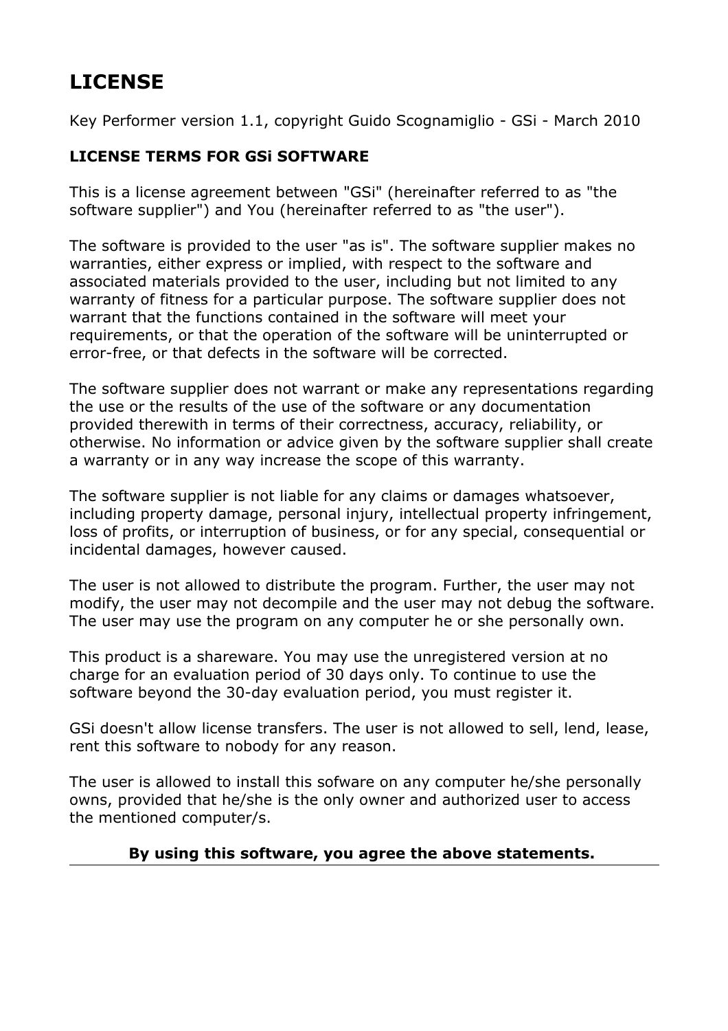# LICENSE

Key Performer version 1.1, copyright Guido Scognamiglio - GSi - March 2010

**LICENSE TERMS FOR GSi SOFTWARE**

This is a license agreement between "GSi" (hereinafter referred to as "the software supplier") and You (hereinafter referred to as "the user").

The software is provided to the user "as is". The software supplier makes no warranties, either express or implied, with respect to the software and associated materials provided to the user, including but not limited to any warranty of fitness for a particular purpose. The software supplier does not warrant that the functions contained in the software will meet your requirements, or that the operation of the software will be uninterrupted or error-free, or that defects in the software will be corrected.

The software supplier does not warrant or make any representations regarding the use or the results of the use of the software or any documentation provided therewith in terms of their correctness, accuracy, reliability, or otherwise. No information or advice given by the software supplier shall create a warranty or in any way increase the scope of this warranty.

The software supplier is not liable for any claims or damages whatsoever, including property damage, personal injury, intellectual property infringement, loss of profits, or interruption of business, or for any special, consequential or incidental damages, however caused.

The user is not allowed to distribute the program. Further, the user may not modify, the user may not decompile and the user may not debug the software. The user may use the program on any computer he or she personally own.

This product is a shareware. You may use the unregistered version at no charge for an evaluation period of 30 days only. To continue to use the software beyond the 30-day evaluation period, you must register it.

GSi doesn't allow license transfers. The user is not allowed to sell, lend, lease, rent this software to nobody for any reason.

The user is allowed to install this sofware on any computer he/she personally owns, provided that he/she is the only owner and authorized user to access the mentioned computer/s.

**By using this software, you agree the above statements.**

---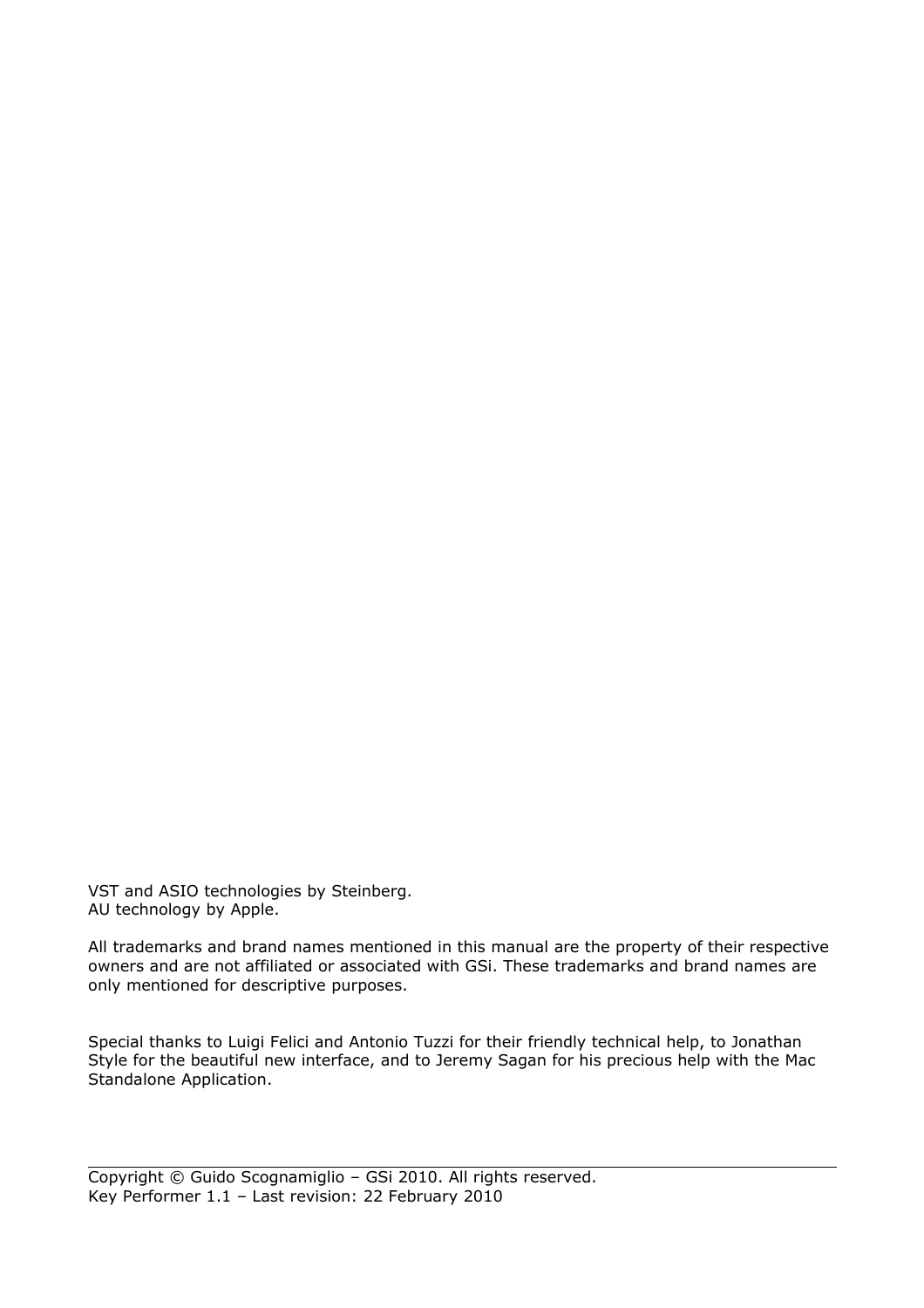VST and ASIO technologies by Steinberg.
AU technology by Apple.

All trademarks and brand names mentioned in this manual are the property of their respective owners and are not affiliated or associated with GSi. These trademarks and brand names are only mentioned for descriptive purposes.

Special thanks to Luigi Felici and Antonio Tuzzi for their friendly technical help, to Jonathan Style for the beautiful new interface, and to Jeremy Sagan for his precious help with the Mac Standalone Application.

---

Copyright © Guido Scognamiglio – GSi 2010. All rights reserved.
Key Performer 1.1 – Last revision: 22 February 2010